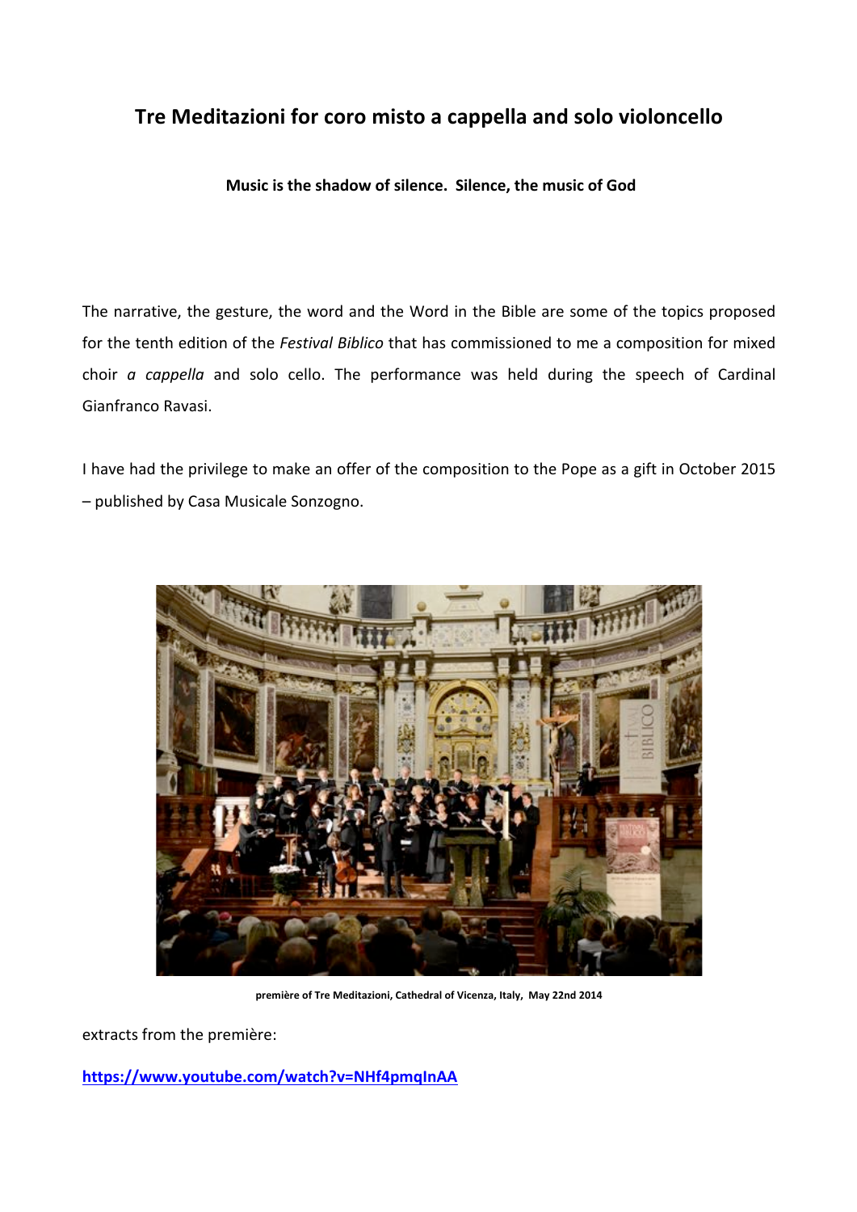# Tre Meditazioni for coro misto a cappella and solo violoncello

**Music is the shadow of silence. Silence, the music of God**

The narrative, the gesture, the word and the Word in the Bible are some of the topics proposed for the tenth edition of the *Festival Biblico* that has commissioned to me a composition for mixed choir *a cappella* and solo cello. The performance was held during the speech of Cardinal Gianfranco Ravasi.

I have had the privilege to make an offer of the composition to the Pope as a gift in October 2015 – published by Casa Musicale Sonzogno.

**première of Tre Meditazioni, Cathedral of Vicenza, Italy, May 22nd 2014**

extracts from the première:

**https://www.youtube.com/watch?v=NHf4pmqInAA**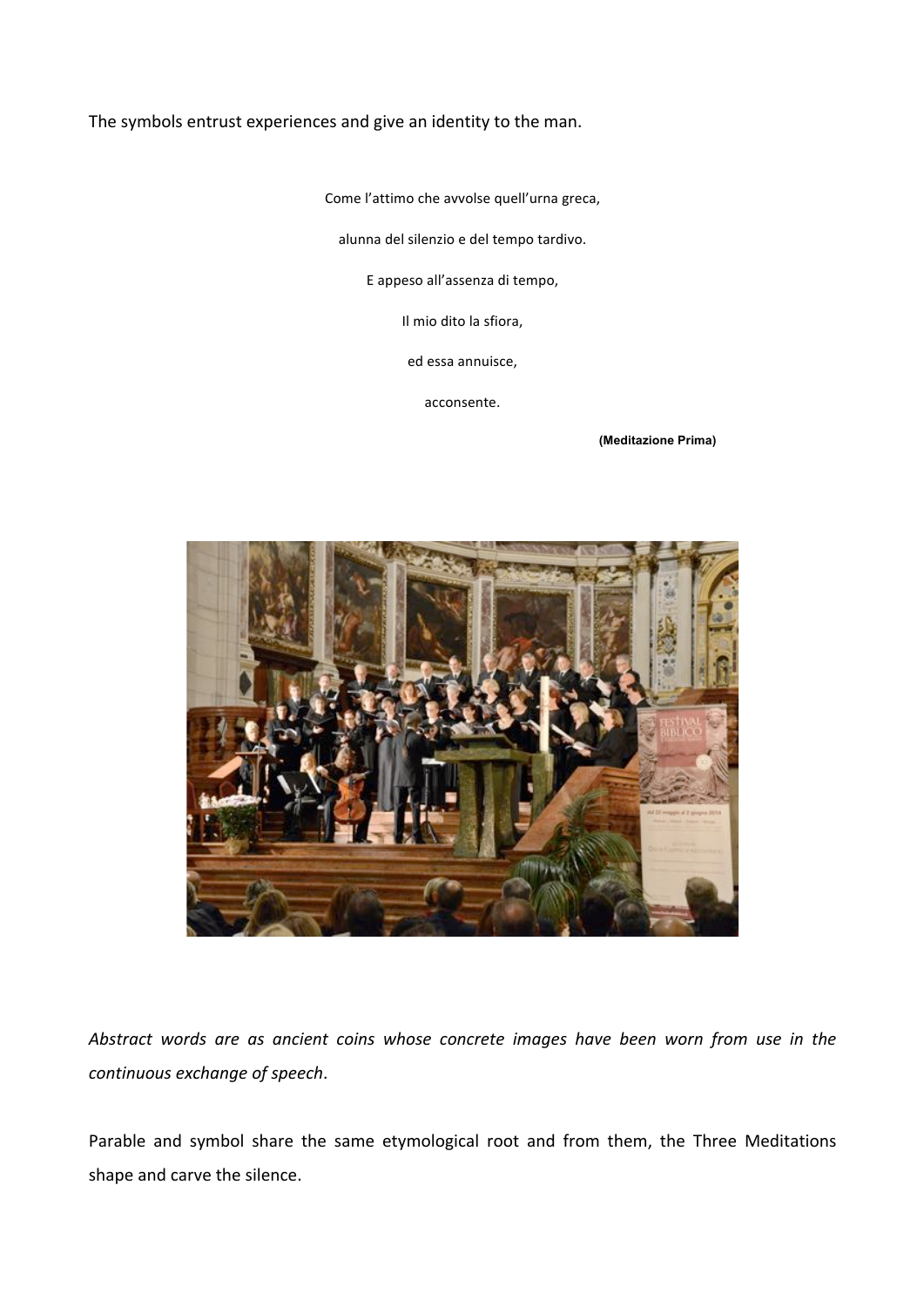The symbols entrust experiences and give an identity to the man.

Come l'attimo che avvolse quell'urna greca,

alunna del silenzio e del tempo tardivo.

E appeso all'assenza di tempo,

Il mio dito la sfiora,

ed essa annuisce,

acconsente.

**(Meditazione Prima)**

*Abstract words are as ancient coins whose concrete images have been worn from use in the continuous exchange of speech*.

Parable and symbol share the same etymological root and from them, the Three Meditations shape and carve the silence.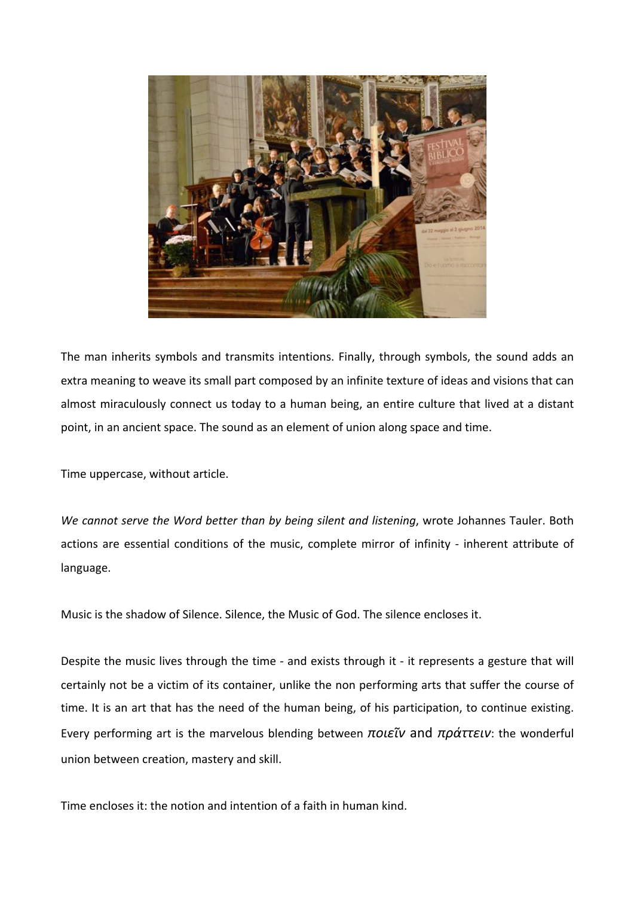The man inherits symbols and transmits intentions. Finally, through symbols, the sound adds an extra meaning to weave its small part composed by an infinite texture of ideas and visions that can almost miraculously connect us today to a human being, an entire culture that lived at a distant point, in an ancient space. The sound as an element of union along space and time.

Time uppercase, without article.

*We cannot serve the Word better than by being silent and listening*, wrote Johannes Tauler. Both actions are essential conditions of the music, complete mirror of infinity - inherent attribute of language.

Music is the shadow of Silence. Silence, the Music of God. The silence encloses it.

Despite the music lives through the time - and exists through it - it represents a gesture that will certainly not be a victim of its container, unlike the non performing arts that suffer the course of time. It is an art that has the need of the human being, of his participation, to continue existing. Every performing art is the marvelous blending between *ποιεῖν* and *πράττειν*: the wonderful union between creation, mastery and skill.

Time encloses it: the notion and intention of a faith in human kind.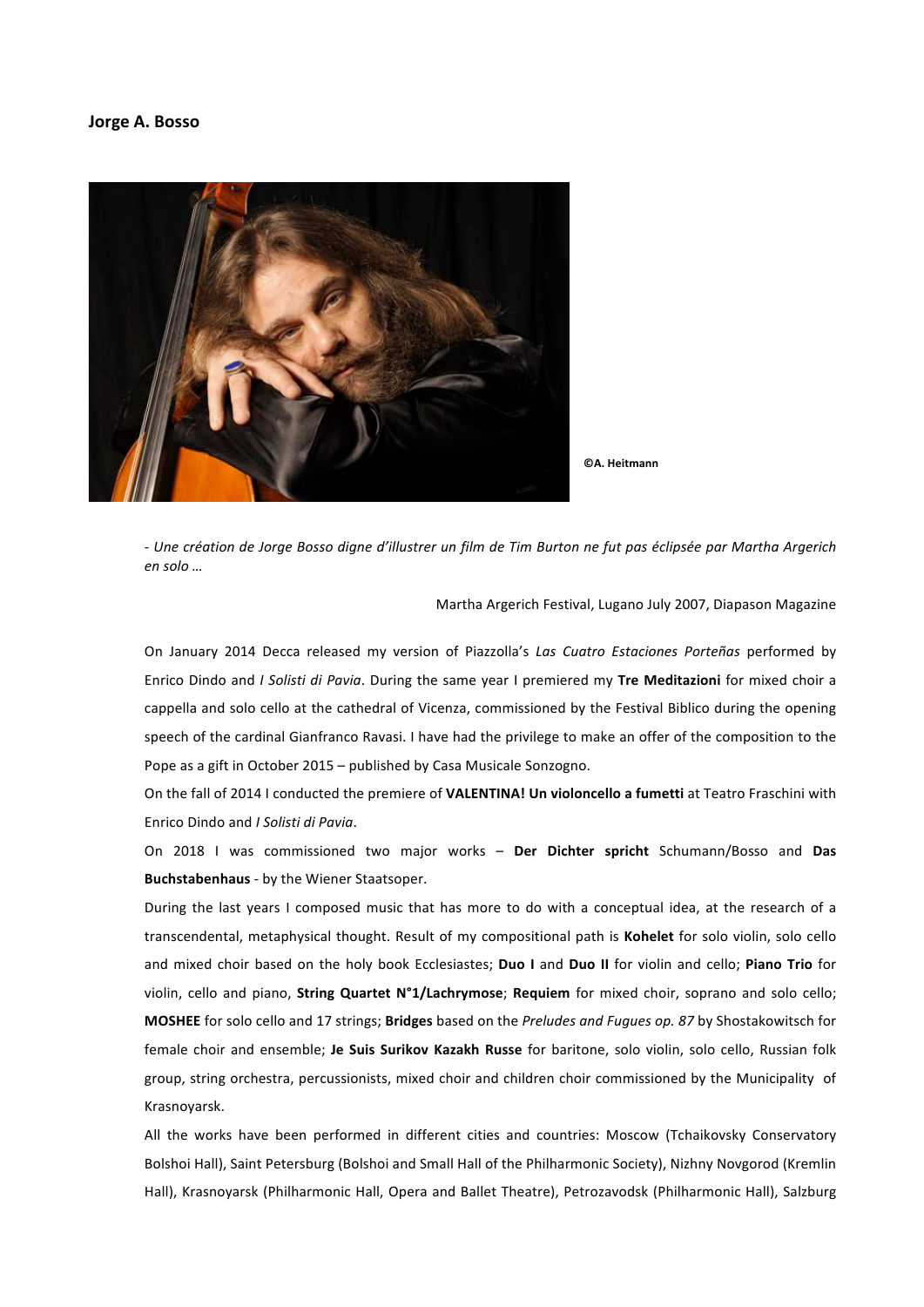**Jorge A. Bosso**

**©A. Heitmann**

*- Une création de Jorge Bosso digne d'illustrer un film de Tim Burton ne fut pas éclipsée par Martha Argerich en solo …*

Martha Argerich Festival, Lugano July 2007, Diapason Magazine

On January 2014 Decca released my version of Piazzolla's *Las Cuatro Estaciones Porteñas* performed by Enrico Dindo and *I Solisti di Pavia*. During the same year I premiered my **Tre Meditazioni** for mixed choir a cappella and solo cello at the cathedral of Vicenza, commissioned by the Festival Biblico during the opening speech of the cardinal Gianfranco Ravasi. I have had the privilege to make an offer of the composition to the Pope as a gift in October 2015 – published by Casa Musicale Sonzogno.

On the fall of 2014 I conducted the premiere of **VALENTINA! Un violoncello a fumetti** at Teatro Fraschini with Enrico Dindo and *I Solisti di Pavia*.

On 2018 I was commissioned two major works – **Der Dichter spricht** Schumann/Bosso and **Das Buchstabenhaus** - by the Wiener Staatsoper.

During the last years I composed music that has more to do with a conceptual idea, at the research of a transcendental, metaphysical thought. Result of my compositional path is **Kohelet** for solo violin, solo cello and mixed choir based on the holy book Ecclesiastes; **Duo I** and **Duo II** for violin and cello; **Piano Trio** for violin, cello and piano, **String Quartet N°1/Lachrymose**; **Requiem** for mixed choir, soprano and solo cello; **MOSHEE** for solo cello and 17 strings; **Bridges** based on the *Preludes and Fugues op. 87* by Shostakowitsch for female choir and ensemble; **Je Suis Surikov Kazakh Russe** for baritone, solo violin, solo cello, Russian folk group, string orchestra, percussionists, mixed choir and children choir commissioned by the Municipality of Krasnoyarsk.

All the works have been performed in different cities and countries: Moscow (Tchaikovsky Conservatory Bolshoi Hall), Saint Petersburg (Bolshoi and Small Hall of the Philharmonic Society), Nizhny Novgorod (Kremlin Hall), Krasnoyarsk (Philharmonic Hall, Opera and Ballet Theatre), Petrozavodsk (Philharmonic Hall), Salzburg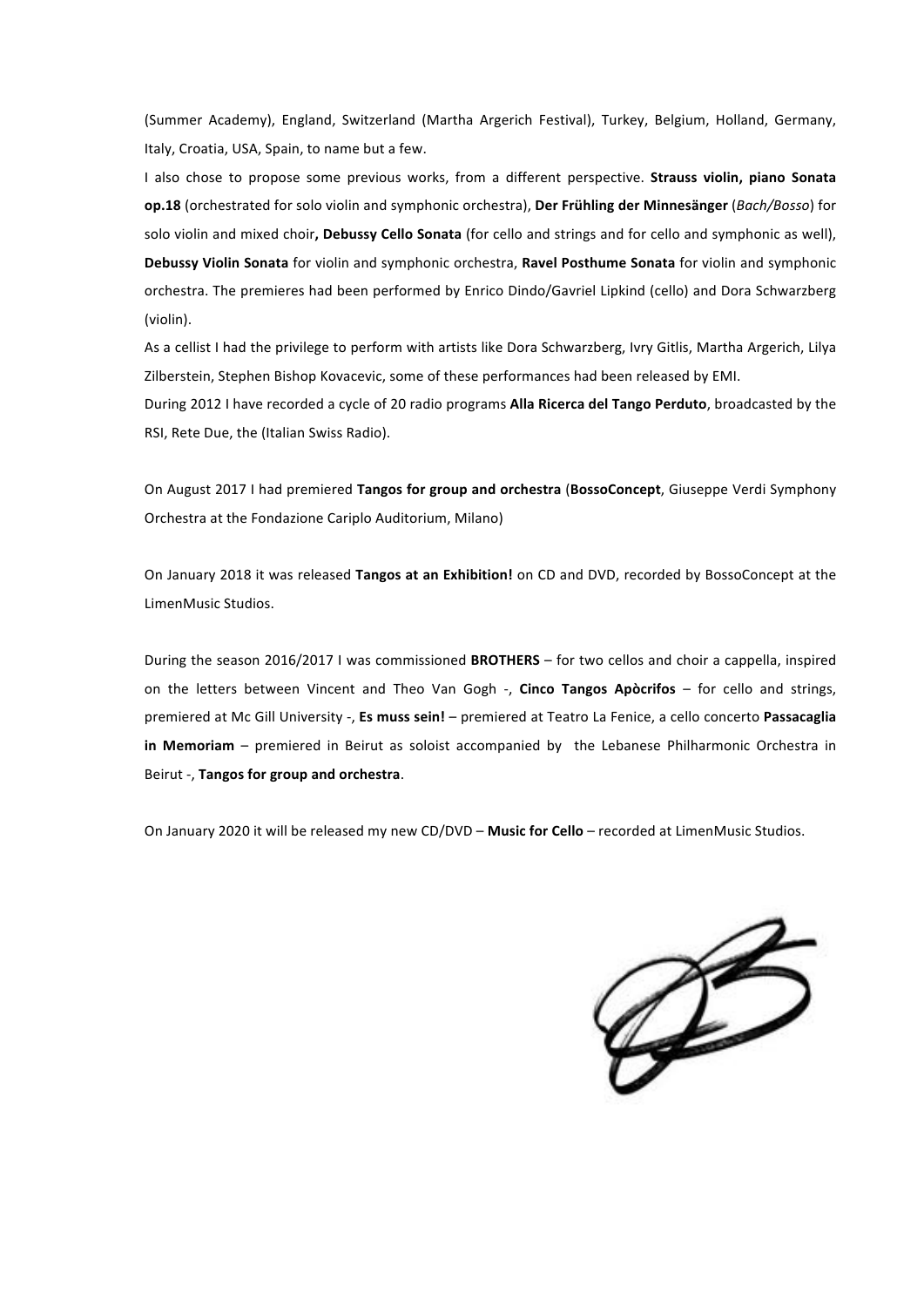(Summer Academy), England, Switzerland (Martha Argerich Festival), Turkey, Belgium, Holland, Germany, Italy, Croatia, USA, Spain, to name but a few.

I also chose to propose some previous works, from a different perspective. **Strauss violin, piano Sonata op.18** (orchestrated for solo violin and symphonic orchestra), **Der Frühling der Minnesänger** (*Bach/Bosso*) for solo violin and mixed choir**, Debussy Cello Sonata** (for cello and strings and for cello and symphonic as well), **Debussy Violin Sonata** for violin and symphonic orchestra, **Ravel Posthume Sonata** for violin and symphonic orchestra. The premieres had been performed by Enrico Dindo/Gavriel Lipkind (cello) and Dora Schwarzberg (violin).

As a cellist I had the privilege to perform with artists like Dora Schwarzberg, Ivry Gitlis, Martha Argerich, Lilya Zilberstein, Stephen Bishop Kovacevic, some of these performances had been released by EMI.

During 2012 I have recorded a cycle of 20 radio programs **Alla Ricerca del Tango Perduto**, broadcasted by the RSI, Rete Due, the (Italian Swiss Radio).

On August 2017 I had premiered **Tangos for group and orchestra** (**BossoConcept**, Giuseppe Verdi Symphony Orchestra at the Fondazione Cariplo Auditorium, Milano)

On January 2018 it was released **Tangos at an Exhibition!** on CD and DVD, recorded by BossoConcept at the LimenMusic Studios.

During the season 2016/2017 I was commissioned **BROTHERS** – for two cellos and choir a cappella, inspired on the letters between Vincent and Theo Van Gogh -, **Cinco Tangos Apòcrifos** – for cello and strings, premiered at Mc Gill University -, **Es muss sein!** – premiered at Teatro La Fenice, a cello concerto **Passacaglia in Memoriam** – premiered in Beirut as soloist accompanied by the Lebanese Philharmonic Orchestra in Beirut -, **Tangos for group and orchestra**.

On January 2020 it will be released my new CD/DVD – **Music for Cello** – recorded at LimenMusic Studios.